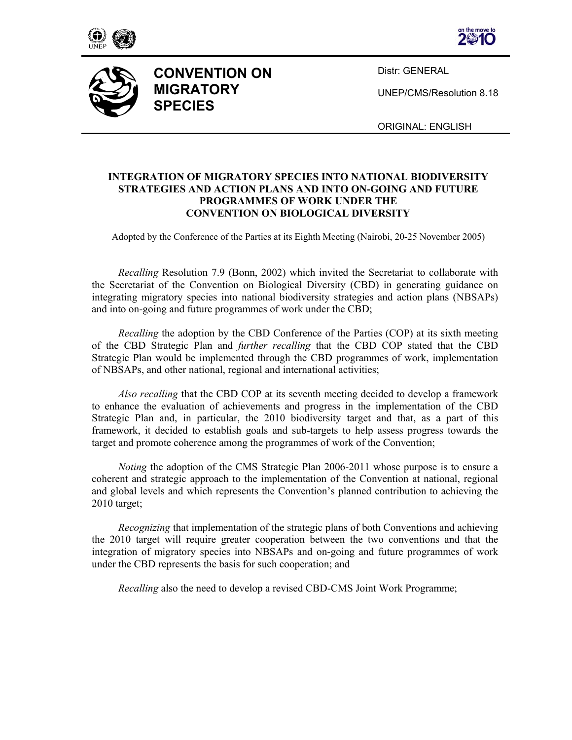# CONVENTION ON MIGRATORY SPECIES

Distr: GENERAL

UNEP/CMS/Resolution 8.18

ORIGINAL: ENGLISH

## INTEGRATION OF MIGRATORY SPECIES INTO NATIONAL BIODIVERSITY STRATEGIES AND ACTION PLANS AND INTO ON-GOING AND FUTURE PROGRAMMES OF WORK UNDER THE CONVENTION ON BIOLOGICAL DIVERSITY

Adopted by the Conference of the Parties at its Eighth Meeting (Nairobi, 20-25 November 2005)

*Recalling* Resolution 7.9 (Bonn, 2002) which invited the Secretariat to collaborate with the Secretariat of the Convention on Biological Diversity (CBD) in generating guidance on integrating migratory species into national biodiversity strategies and action plans (NBSAPs) and into on-going and future programmes of work under the CBD;

*Recalling* the adoption by the CBD Conference of the Parties (COP) at its sixth meeting of the CBD Strategic Plan and *further recalling* that the CBD COP stated that the CBD Strategic Plan would be implemented through the CBD programmes of work, implementation of NBSAPs, and other national, regional and international activities;

*Also recalling* that the CBD COP at its seventh meeting decided to develop a framework to enhance the evaluation of achievements and progress in the implementation of the CBD Strategic Plan and, in particular, the 2010 biodiversity target and that, as a part of this framework, it decided to establish goals and sub-targets to help assess progress towards the target and promote coherence among the programmes of work of the Convention;

*Noting* the adoption of the CMS Strategic Plan 2006-2011 whose purpose is to ensure a coherent and strategic approach to the implementation of the Convention at national, regional and global levels and which represents the Convention's planned contribution to achieving the 2010 target;

*Recognizing* that implementation of the strategic plans of both Conventions and achieving the 2010 target will require greater cooperation between the two conventions and that the integration of migratory species into NBSAPs and on-going and future programmes of work under the CBD represents the basis for such cooperation; and

*Recalling* also the need to develop a revised CBD-CMS Joint Work Programme;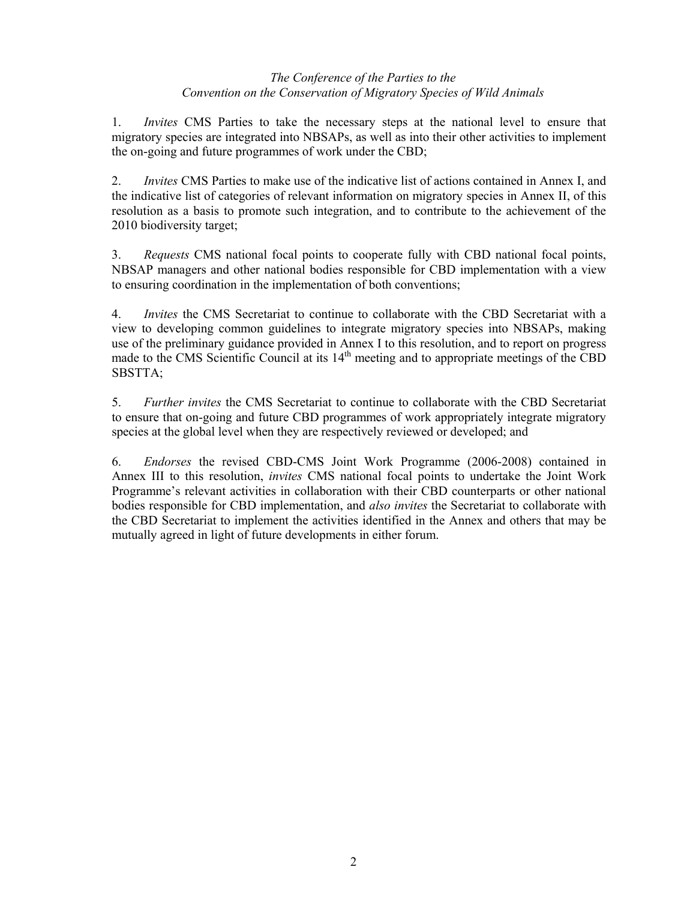*The Conference of the Parties to the*
*Convention on the Conservation of Migratory Species of Wild Animals*

1. *Invites* CMS Parties to take the necessary steps at the national level to ensure that migratory species are integrated into NBSAPs, as well as into their other activities to implement the on-going and future programmes of work under the CBD;

2. *Invites* CMS Parties to make use of the indicative list of actions contained in Annex I, and the indicative list of categories of relevant information on migratory species in Annex II, of this resolution as a basis to promote such integration, and to contribute to the achievement of the 2010 biodiversity target;

3. *Requests* CMS national focal points to cooperate fully with CBD national focal points, NBSAP managers and other national bodies responsible for CBD implementation with a view to ensuring coordination in the implementation of both conventions;

4. *Invites* the CMS Secretariat to continue to collaborate with the CBD Secretariat with a view to developing common guidelines to integrate migratory species into NBSAPs, making use of the preliminary guidance provided in Annex I to this resolution, and to report on progress made to the CMS Scientific Council at its 14th meeting and to appropriate meetings of the CBD SBSTTA;

5. *Further invites* the CMS Secretariat to continue to collaborate with the CBD Secretariat to ensure that on-going and future CBD programmes of work appropriately integrate migratory species at the global level when they are respectively reviewed or developed; and

6. *Endorses* the revised CBD-CMS Joint Work Programme (2006-2008) contained in Annex III to this resolution, *invites* CMS national focal points to undertake the Joint Work Programme's relevant activities in collaboration with their CBD counterparts or other national bodies responsible for CBD implementation, and *also invites* the Secretariat to collaborate with the CBD Secretariat to implement the activities identified in the Annex and others that may be mutually agreed in light of future developments in either forum.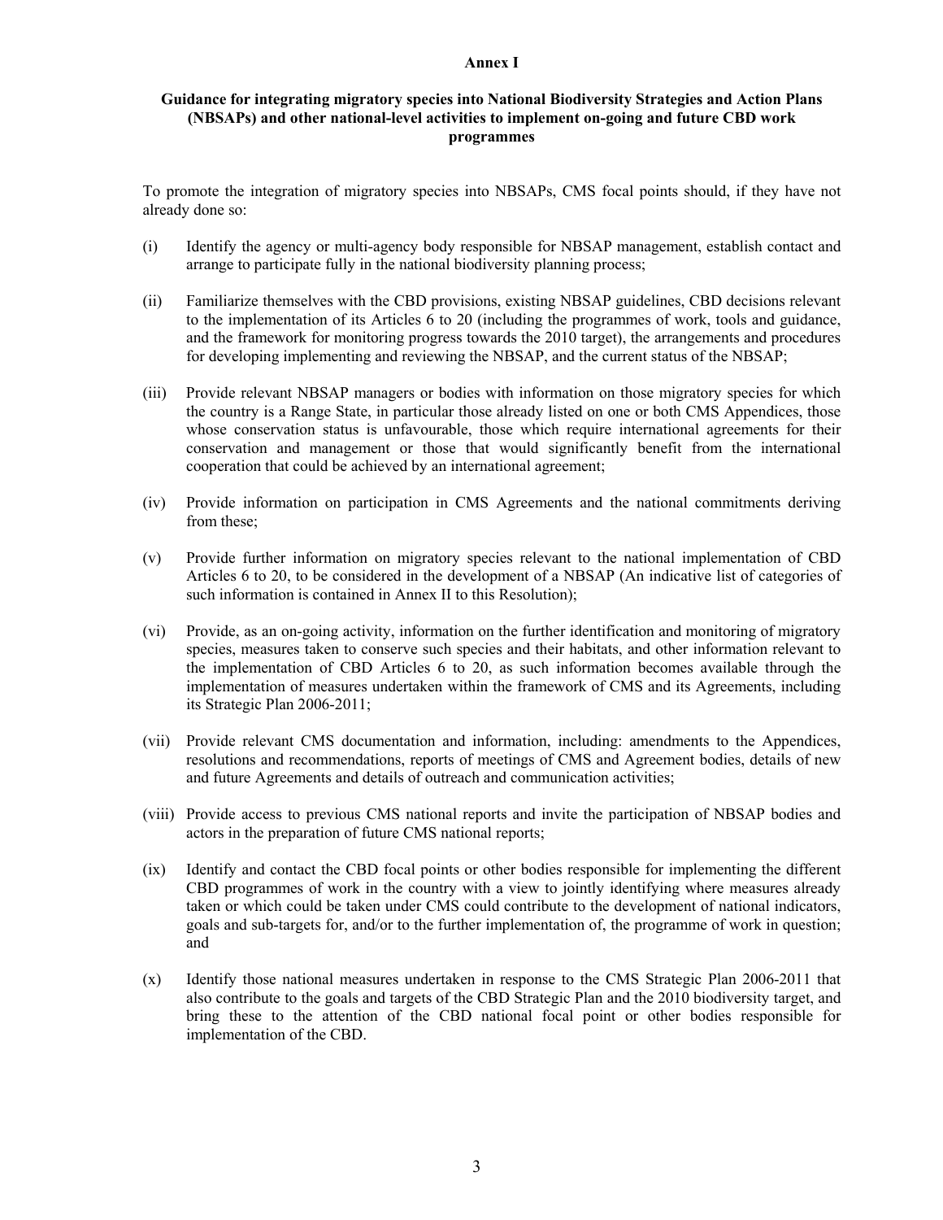# Annex I

## Guidance for integrating migratory species into National Biodiversity Strategies and Action Plans (NBSAPs) and other national-level activities to implement on-going and future CBD work programmes

To promote the integration of migratory species into NBSAPs, CMS focal points should, if they have not already done so:

(i) Identify the agency or multi-agency body responsible for NBSAP management, establish contact and arrange to participate fully in the national biodiversity planning process;

(ii) Familiarize themselves with the CBD provisions, existing NBSAP guidelines, CBD decisions relevant to the implementation of its Articles 6 to 20 (including the programmes of work, tools and guidance, and the framework for monitoring progress towards the 2010 target), the arrangements and procedures for developing implementing and reviewing the NBSAP, and the current status of the NBSAP;

(iii) Provide relevant NBSAP managers or bodies with information on those migratory species for which the country is a Range State, in particular those already listed on one or both CMS Appendices, those whose conservation status is unfavourable, those which require international agreements for their conservation and management or those that would significantly benefit from the international cooperation that could be achieved by an international agreement;

(iv) Provide information on participation in CMS Agreements and the national commitments deriving from these;

(v) Provide further information on migratory species relevant to the national implementation of CBD Articles 6 to 20, to be considered in the development of a NBSAP (An indicative list of categories of such information is contained in Annex II to this Resolution);

(vi) Provide, as an on-going activity, information on the further identification and monitoring of migratory species, measures taken to conserve such species and their habitats, and other information relevant to the implementation of CBD Articles 6 to 20, as such information becomes available through the implementation of measures undertaken within the framework of CMS and its Agreements, including its Strategic Plan 2006-2011;

(vii) Provide relevant CMS documentation and information, including: amendments to the Appendices, resolutions and recommendations, reports of meetings of CMS and Agreement bodies, details of new and future Agreements and details of outreach and communication activities;

(viii) Provide access to previous CMS national reports and invite the participation of NBSAP bodies and actors in the preparation of future CMS national reports;

(ix) Identify and contact the CBD focal points or other bodies responsible for implementing the different CBD programmes of work in the country with a view to jointly identifying where measures already taken or which could be taken under CMS could contribute to the development of national indicators, goals and sub-targets for, and/or to the further implementation of, the programme of work in question; and

(x) Identify those national measures undertaken in response to the CMS Strategic Plan 2006-2011 that also contribute to the goals and targets of the CBD Strategic Plan and the 2010 biodiversity target, and bring these to the attention of the CBD national focal point or other bodies responsible for implementation of the CBD.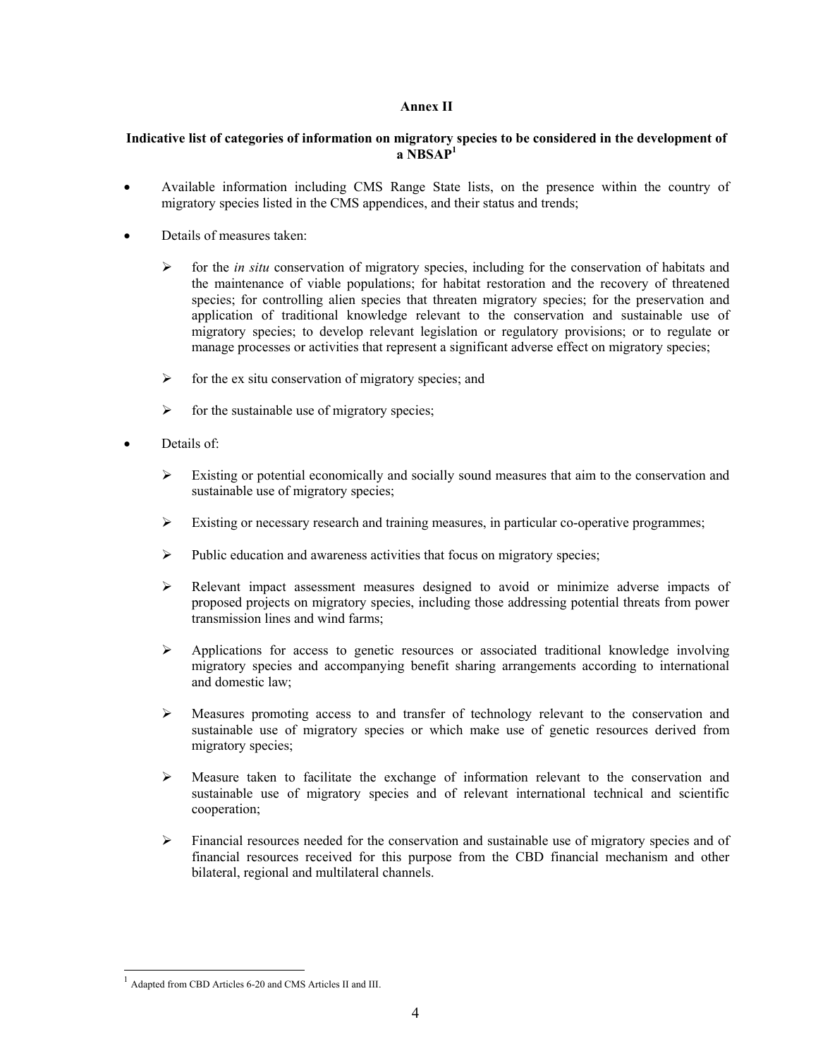**Annex II**

**Indicative list of categories of information on migratory species to be considered in the development of a NBSAP[1]**

- Available information including CMS Range State lists, on the presence within the country of migratory species listed in the CMS appendices, and their status and trends;

- Details of measures taken:

    - for the *in situ* conservation of migratory species, including for the conservation of habitats and the maintenance of viable populations; for habitat restoration and the recovery of threatened species; for controlling alien species that threaten migratory species; for the preservation and application of traditional knowledge relevant to the conservation and sustainable use of migratory species; to develop relevant legislation or regulatory provisions; or to regulate or manage processes or activities that represent a significant adverse effect on migratory species;

    - for the ex situ conservation of migratory species; and

    - for the sustainable use of migratory species;

- Details of:

    - Existing or potential economically and socially sound measures that aim to the conservation and sustainable use of migratory species;

    - Existing or necessary research and training measures, in particular co-operative programmes;

    - Public education and awareness activities that focus on migratory species;

    - Relevant impact assessment measures designed to avoid or minimize adverse impacts of proposed projects on migratory species, including those addressing potential threats from power transmission lines and wind farms;

    - Applications for access to genetic resources or associated traditional knowledge involving migratory species and accompanying benefit sharing arrangements according to international and domestic law;

    - Measures promoting access to and transfer of technology relevant to the conservation and sustainable use of migratory species or which make use of genetic resources derived from migratory species;

    - Measure taken to facilitate the exchange of information relevant to the conservation and sustainable use of migratory species and of relevant international technical and scientific cooperation;

    - Financial resources needed for the conservation and sustainable use of migratory species and of financial resources received for this purpose from the CBD financial mechanism and other bilateral, regional and multilateral channels.

---

[1] Adapted from CBD Articles 6-20 and CMS Articles II and III.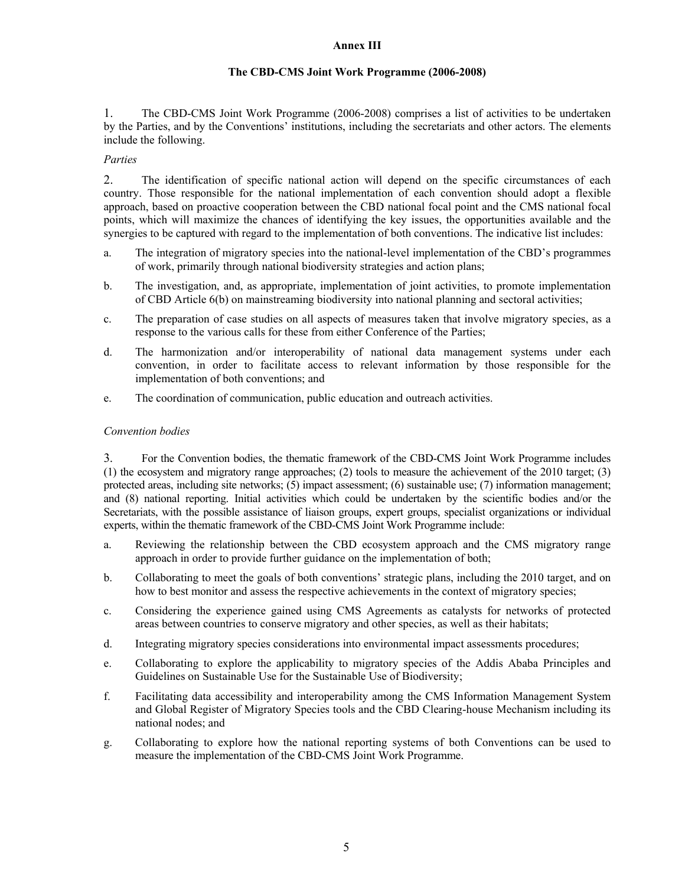**Annex III**

**The CBD-CMS Joint Work Programme (2006-2008)**

1. The CBD-CMS Joint Work Programme (2006-2008) comprises a list of activities to be undertaken by the Parties, and by the Conventions' institutions, including the secretariats and other actors. The elements include the following.

*Parties*

2. The identification of specific national action will depend on the specific circumstances of each country. Those responsible for the national implementation of each convention should adopt a flexible approach, based on proactive cooperation between the CBD national focal point and the CMS national focal points, which will maximize the chances of identifying the key issues, the opportunities available and the synergies to be captured with regard to the implementation of both conventions. The indicative list includes:

a. The integration of migratory species into the national-level implementation of the CBD's programmes of work, primarily through national biodiversity strategies and action plans;

b. The investigation, and, as appropriate, implementation of joint activities, to promote implementation of CBD Article 6(b) on mainstreaming biodiversity into national planning and sectoral activities;

c. The preparation of case studies on all aspects of measures taken that involve migratory species, as a response to the various calls for these from either Conference of the Parties;

d. The harmonization and/or interoperability of national data management systems under each convention, in order to facilitate access to relevant information by those responsible for the implementation of both conventions; and

e. The coordination of communication, public education and outreach activities.

*Convention bodies*

3. For the Convention bodies, the thematic framework of the CBD-CMS Joint Work Programme includes (1) the ecosystem and migratory range approaches; (2) tools to measure the achievement of the 2010 target; (3) protected areas, including site networks; (5) impact assessment; (6) sustainable use; (7) information management; and (8) national reporting. Initial activities which could be undertaken by the scientific bodies and/or the Secretariats, with the possible assistance of liaison groups, expert groups, specialist organizations or individual experts, within the thematic framework of the CBD-CMS Joint Work Programme include:

a. Reviewing the relationship between the CBD ecosystem approach and the CMS migratory range approach in order to provide further guidance on the implementation of both;

b. Collaborating to meet the goals of both conventions' strategic plans, including the 2010 target, and on how to best monitor and assess the respective achievements in the context of migratory species;

c. Considering the experience gained using CMS Agreements as catalysts for networks of protected areas between countries to conserve migratory and other species, as well as their habitats;

d. Integrating migratory species considerations into environmental impact assessments procedures;

e. Collaborating to explore the applicability to migratory species of the Addis Ababa Principles and Guidelines on Sustainable Use for the Sustainable Use of Biodiversity;

f. Facilitating data accessibility and interoperability among the CMS Information Management System and Global Register of Migratory Species tools and the CBD Clearing-house Mechanism including its national nodes; and

g. Collaborating to explore how the national reporting systems of both Conventions can be used to measure the implementation of the CBD-CMS Joint Work Programme.